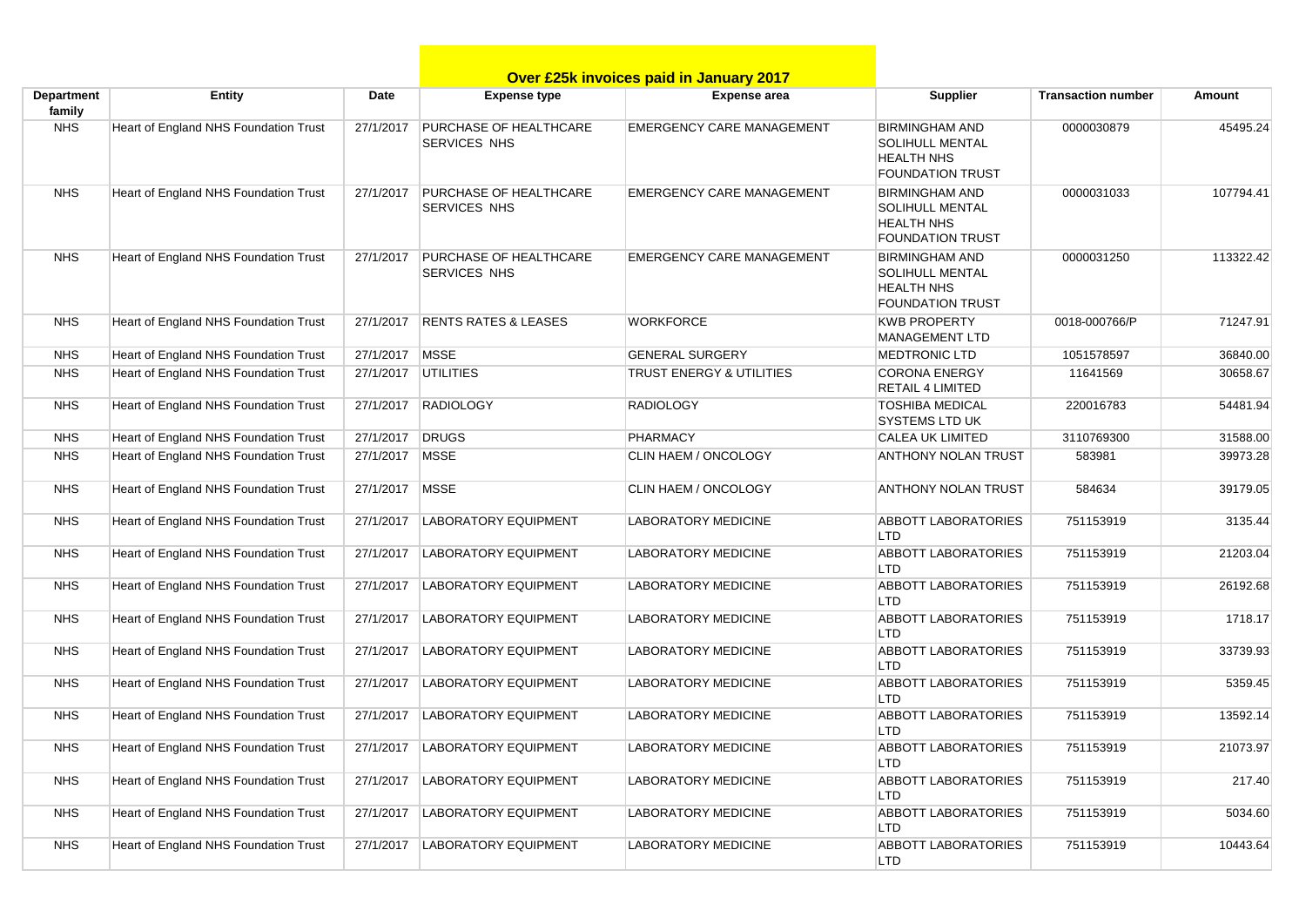# Over £25k invoices paid in January 2017

| Department family | Entity | Date | Expense type | Expense area | Supplier | Transaction number | Amount |
|---|---|---|---|---|---|---|---|
| NHS | Heart of England NHS Foundation Trust | 27/1/2017 | PURCHASE OF HEALTHCARE SERVICES NHS | EMERGENCY CARE MANAGEMENT | BIRMINGHAM AND SOLIHULL MENTAL HEALTH NHS FOUNDATION TRUST | 0000030879 | 45495.24 |
| NHS | Heart of England NHS Foundation Trust | 27/1/2017 | PURCHASE OF HEALTHCARE SERVICES NHS | EMERGENCY CARE MANAGEMENT | BIRMINGHAM AND SOLIHULL MENTAL HEALTH NHS FOUNDATION TRUST | 0000031033 | 107794.41 |
| NHS | Heart of England NHS Foundation Trust | 27/1/2017 | PURCHASE OF HEALTHCARE SERVICES NHS | EMERGENCY CARE MANAGEMENT | BIRMINGHAM AND SOLIHULL MENTAL HEALTH NHS FOUNDATION TRUST | 0000031250 | 113322.42 |
| NHS | Heart of England NHS Foundation Trust | 27/1/2017 | RENTS RATES & LEASES | WORKFORCE | KWB PROPERTY MANAGEMENT LTD | 0018-000766/P | 71247.91 |
| NHS | Heart of England NHS Foundation Trust | 27/1/2017 | MSSE | GENERAL SURGERY | MEDTRONIC LTD | 1051578597 | 36840.00 |
| NHS | Heart of England NHS Foundation Trust | 27/1/2017 | UTILITIES | TRUST ENERGY & UTILITIES | CORONA ENERGY RETAIL 4 LIMITED | 11641569 | 30658.67 |
| NHS | Heart of England NHS Foundation Trust | 27/1/2017 | RADIOLOGY | RADIOLOGY | TOSHIBA MEDICAL SYSTEMS LTD UK | 220016783 | 54481.94 |
| NHS | Heart of England NHS Foundation Trust | 27/1/2017 | DRUGS | PHARMACY | CALEA UK LIMITED | 3110769300 | 31588.00 |
| NHS | Heart of England NHS Foundation Trust | 27/1/2017 | MSSE | CLIN HAEM / ONCOLOGY | ANTHONY NOLAN TRUST | 583981 | 39973.28 |
| NHS | Heart of England NHS Foundation Trust | 27/1/2017 | MSSE | CLIN HAEM / ONCOLOGY | ANTHONY NOLAN TRUST | 584634 | 39179.05 |
| NHS | Heart of England NHS Foundation Trust | 27/1/2017 | LABORATORY EQUIPMENT | LABORATORY MEDICINE | ABBOTT LABORATORIES LTD | 751153919 | 3135.44 |
| NHS | Heart of England NHS Foundation Trust | 27/1/2017 | LABORATORY EQUIPMENT | LABORATORY MEDICINE | ABBOTT LABORATORIES LTD | 751153919 | 21203.04 |
| NHS | Heart of England NHS Foundation Trust | 27/1/2017 | LABORATORY EQUIPMENT | LABORATORY MEDICINE | ABBOTT LABORATORIES LTD | 751153919 | 26192.68 |
| NHS | Heart of England NHS Foundation Trust | 27/1/2017 | LABORATORY EQUIPMENT | LABORATORY MEDICINE | ABBOTT LABORATORIES LTD | 751153919 | 1718.17 |
| NHS | Heart of England NHS Foundation Trust | 27/1/2017 | LABORATORY EQUIPMENT | LABORATORY MEDICINE | ABBOTT LABORATORIES LTD | 751153919 | 33739.93 |
| NHS | Heart of England NHS Foundation Trust | 27/1/2017 | LABORATORY EQUIPMENT | LABORATORY MEDICINE | ABBOTT LABORATORIES LTD | 751153919 | 5359.45 |
| NHS | Heart of England NHS Foundation Trust | 27/1/2017 | LABORATORY EQUIPMENT | LABORATORY MEDICINE | ABBOTT LABORATORIES LTD | 751153919 | 13592.14 |
| NHS | Heart of England NHS Foundation Trust | 27/1/2017 | LABORATORY EQUIPMENT | LABORATORY MEDICINE | ABBOTT LABORATORIES LTD | 751153919 | 21073.97 |
| NHS | Heart of England NHS Foundation Trust | 27/1/2017 | LABORATORY EQUIPMENT | LABORATORY MEDICINE | ABBOTT LABORATORIES LTD | 751153919 | 217.40 |
| NHS | Heart of England NHS Foundation Trust | 27/1/2017 | LABORATORY EQUIPMENT | LABORATORY MEDICINE | ABBOTT LABORATORIES LTD | 751153919 | 5034.60 |
| NHS | Heart of England NHS Foundation Trust | 27/1/2017 | LABORATORY EQUIPMENT | LABORATORY MEDICINE | ABBOTT LABORATORIES LTD | 751153919 | 10443.64 |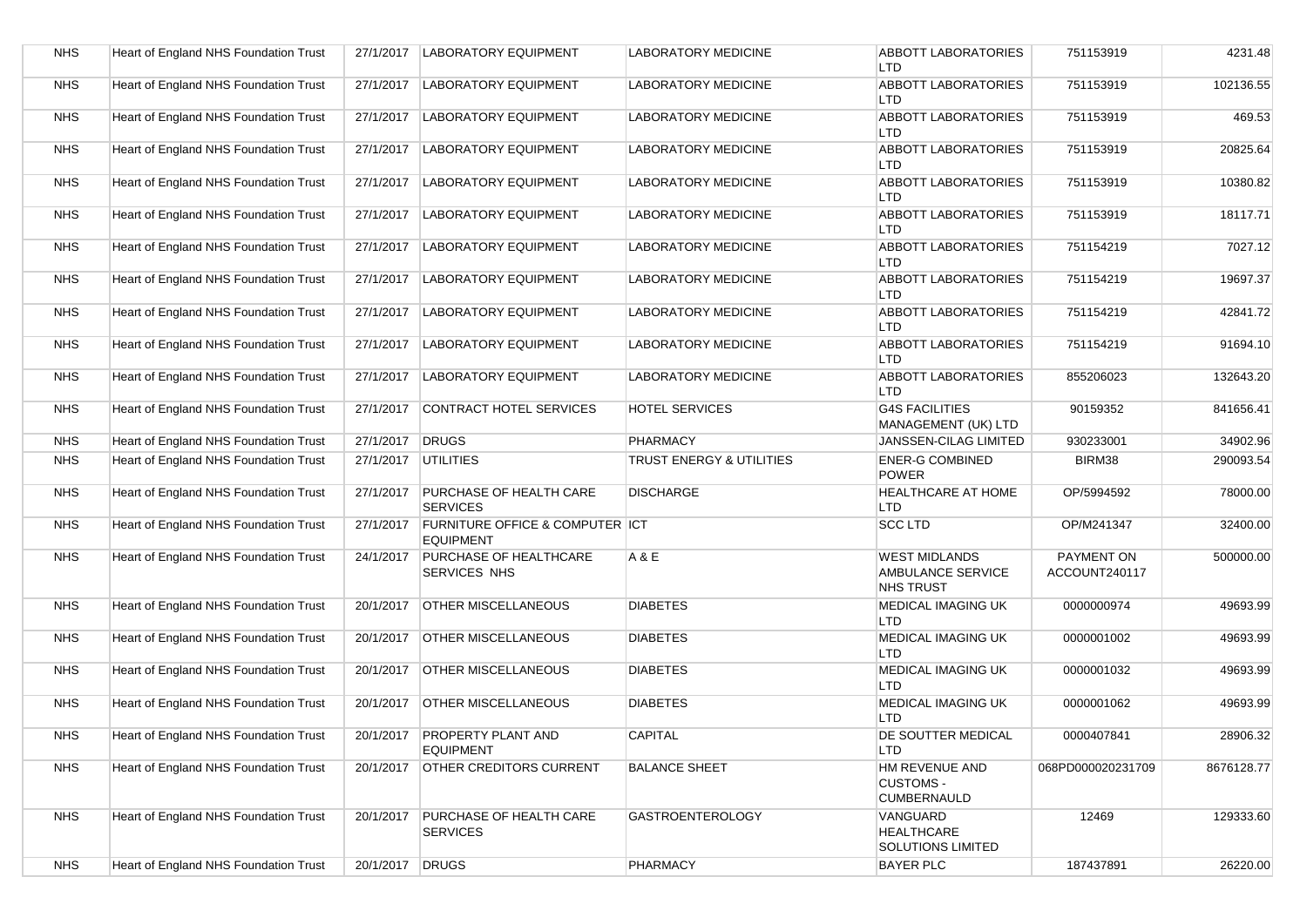| | | | | | | | |
|---|---|---|---|---|---|---|---|
| NHS | Heart of England NHS Foundation Trust | 27/1/2017 | LABORATORY EQUIPMENT | LABORATORY MEDICINE | ABBOTT LABORATORIES LTD | 751153919 | 4231.48 |
| NHS | Heart of England NHS Foundation Trust | 27/1/2017 | LABORATORY EQUIPMENT | LABORATORY MEDICINE | ABBOTT LABORATORIES LTD | 751153919 | 102136.55 |
| NHS | Heart of England NHS Foundation Trust | 27/1/2017 | LABORATORY EQUIPMENT | LABORATORY MEDICINE | ABBOTT LABORATORIES LTD | 751153919 | 469.53 |
| NHS | Heart of England NHS Foundation Trust | 27/1/2017 | LABORATORY EQUIPMENT | LABORATORY MEDICINE | ABBOTT LABORATORIES LTD | 751153919 | 20825.64 |
| NHS | Heart of England NHS Foundation Trust | 27/1/2017 | LABORATORY EQUIPMENT | LABORATORY MEDICINE | ABBOTT LABORATORIES LTD | 751153919 | 10380.82 |
| NHS | Heart of England NHS Foundation Trust | 27/1/2017 | LABORATORY EQUIPMENT | LABORATORY MEDICINE | ABBOTT LABORATORIES LTD | 751153919 | 18117.71 |
| NHS | Heart of England NHS Foundation Trust | 27/1/2017 | LABORATORY EQUIPMENT | LABORATORY MEDICINE | ABBOTT LABORATORIES LTD | 751154219 | 7027.12 |
| NHS | Heart of England NHS Foundation Trust | 27/1/2017 | LABORATORY EQUIPMENT | LABORATORY MEDICINE | ABBOTT LABORATORIES LTD | 751154219 | 19697.37 |
| NHS | Heart of England NHS Foundation Trust | 27/1/2017 | LABORATORY EQUIPMENT | LABORATORY MEDICINE | ABBOTT LABORATORIES LTD | 751154219 | 42841.72 |
| NHS | Heart of England NHS Foundation Trust | 27/1/2017 | LABORATORY EQUIPMENT | LABORATORY MEDICINE | ABBOTT LABORATORIES LTD | 751154219 | 91694.10 |
| NHS | Heart of England NHS Foundation Trust | 27/1/2017 | LABORATORY EQUIPMENT | LABORATORY MEDICINE | ABBOTT LABORATORIES LTD | 855206023 | 132643.20 |
| NHS | Heart of England NHS Foundation Trust | 27/1/2017 | CONTRACT HOTEL SERVICES | HOTEL SERVICES | G4S FACILITIES MANAGEMENT (UK) LTD | 90159352 | 841656.41 |
| NHS | Heart of England NHS Foundation Trust | 27/1/2017 | DRUGS | PHARMACY | JANSSEN-CILAG LIMITED | 930233001 | 34902.96 |
| NHS | Heart of England NHS Foundation Trust | 27/1/2017 | UTILITIES | TRUST ENERGY & UTILITIES | ENER-G COMBINED POWER | BIRM38 | 290093.54 |
| NHS | Heart of England NHS Foundation Trust | 27/1/2017 | PURCHASE OF HEALTH CARE SERVICES | DISCHARGE | HEALTHCARE AT HOME LTD | OP/5994592 | 78000.00 |
| NHS | Heart of England NHS Foundation Trust | 27/1/2017 | FURNITURE OFFICE & COMPUTER EQUIPMENT | ICT | SCC LTD | OP/M241347 | 32400.00 |
| NHS | Heart of England NHS Foundation Trust | 24/1/2017 | PURCHASE OF HEALTHCARE SERVICES NHS | A & E | WEST MIDLANDS AMBULANCE SERVICE NHS TRUST | PAYMENT ON ACCOUNT240117 | 500000.00 |
| NHS | Heart of England NHS Foundation Trust | 20/1/2017 | OTHER MISCELLANEOUS | DIABETES | MEDICAL IMAGING UK LTD | 0000000974 | 49693.99 |
| NHS | Heart of England NHS Foundation Trust | 20/1/2017 | OTHER MISCELLANEOUS | DIABETES | MEDICAL IMAGING UK LTD | 0000001002 | 49693.99 |
| NHS | Heart of England NHS Foundation Trust | 20/1/2017 | OTHER MISCELLANEOUS | DIABETES | MEDICAL IMAGING UK LTD | 0000001032 | 49693.99 |
| NHS | Heart of England NHS Foundation Trust | 20/1/2017 | OTHER MISCELLANEOUS | DIABETES | MEDICAL IMAGING UK LTD | 0000001062 | 49693.99 |
| NHS | Heart of England NHS Foundation Trust | 20/1/2017 | PROPERTY PLANT AND EQUIPMENT | CAPITAL | DE SOUTTER MEDICAL LTD | 0000407841 | 28906.32 |
| NHS | Heart of England NHS Foundation Trust | 20/1/2017 | OTHER CREDITORS CURRENT | BALANCE SHEET | HM REVENUE AND CUSTOMS - CUMBERNAULD | 068PD000020231709 | 8676128.77 |
| NHS | Heart of England NHS Foundation Trust | 20/1/2017 | PURCHASE OF HEALTH CARE SERVICES | GASTROENTEROLOGY | VANGUARD HEALTHCARE SOLUTIONS LIMITED | 12469 | 129333.60 |
| NHS | Heart of England NHS Foundation Trust | 20/1/2017 | DRUGS | PHARMACY | BAYER PLC | 187437891 | 26220.00 |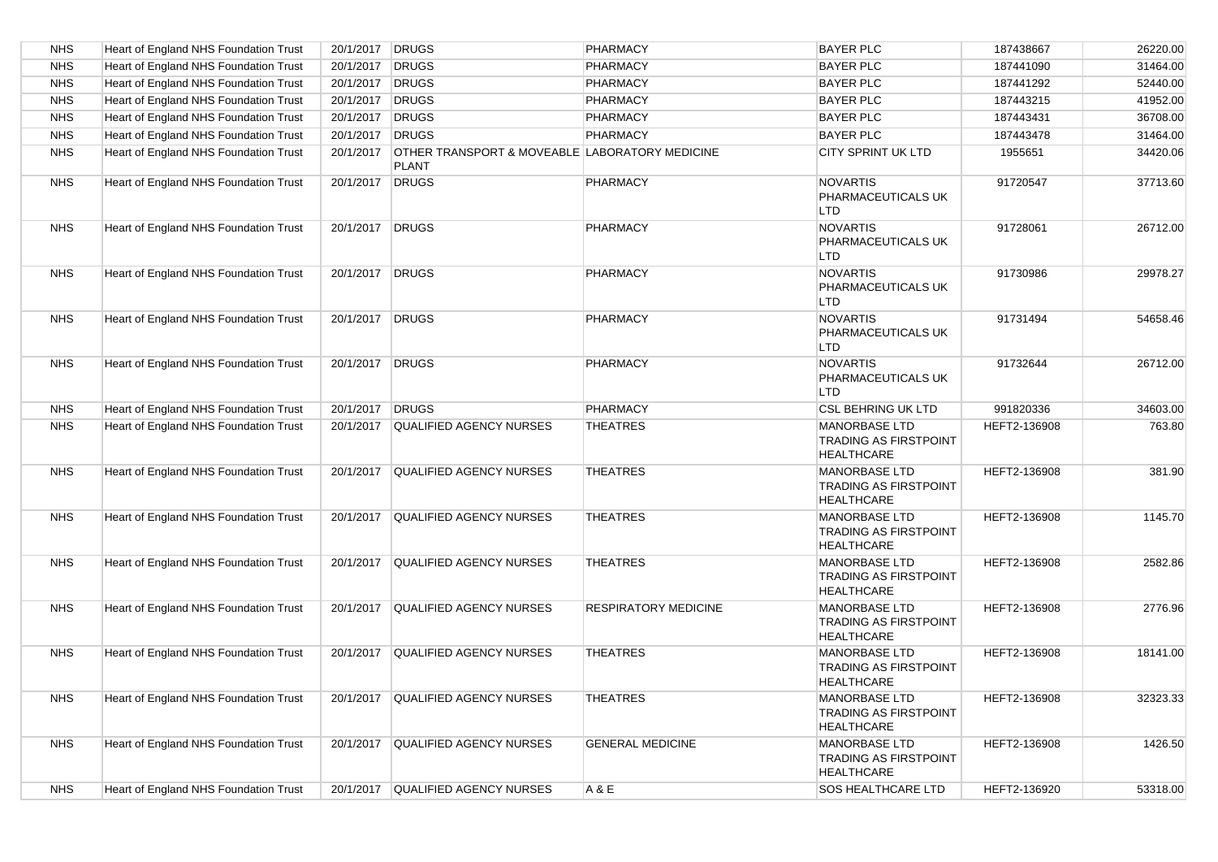| | | | | | | | |
|---|---|---|---|---|---|---|---|
| NHS | Heart of England NHS Foundation Trust | 20/1/2017 | DRUGS | PHARMACY | BAYER PLC | 187438667 | 26220.00 |
| NHS | Heart of England NHS Foundation Trust | 20/1/2017 | DRUGS | PHARMACY | BAYER PLC | 187441090 | 31464.00 |
| NHS | Heart of England NHS Foundation Trust | 20/1/2017 | DRUGS | PHARMACY | BAYER PLC | 187441292 | 52440.00 |
| NHS | Heart of England NHS Foundation Trust | 20/1/2017 | DRUGS | PHARMACY | BAYER PLC | 187443215 | 41952.00 |
| NHS | Heart of England NHS Foundation Trust | 20/1/2017 | DRUGS | PHARMACY | BAYER PLC | 187443431 | 36708.00 |
| NHS | Heart of England NHS Foundation Trust | 20/1/2017 | DRUGS | PHARMACY | BAYER PLC | 187443478 | 31464.00 |
| NHS | Heart of England NHS Foundation Trust | 20/1/2017 | OTHER TRANSPORT & MOVEABLE PLANT | LABORATORY MEDICINE | CITY SPRINT UK LTD | 1955651 | 34420.06 |
| NHS | Heart of England NHS Foundation Trust | 20/1/2017 | DRUGS | PHARMACY | NOVARTIS PHARMACEUTICALS UK LTD | 91720547 | 37713.60 |
| NHS | Heart of England NHS Foundation Trust | 20/1/2017 | DRUGS | PHARMACY | NOVARTIS PHARMACEUTICALS UK LTD | 91728061 | 26712.00 |
| NHS | Heart of England NHS Foundation Trust | 20/1/2017 | DRUGS | PHARMACY | NOVARTIS PHARMACEUTICALS UK LTD | 91730986 | 29978.27 |
| NHS | Heart of England NHS Foundation Trust | 20/1/2017 | DRUGS | PHARMACY | NOVARTIS PHARMACEUTICALS UK LTD | 91731494 | 54658.46 |
| NHS | Heart of England NHS Foundation Trust | 20/1/2017 | DRUGS | PHARMACY | NOVARTIS PHARMACEUTICALS UK LTD | 91732644 | 26712.00 |
| NHS | Heart of England NHS Foundation Trust | 20/1/2017 | DRUGS | PHARMACY | CSL BEHRING UK LTD | 991820336 | 34603.00 |
| NHS | Heart of England NHS Foundation Trust | 20/1/2017 | QUALIFIED AGENCY NURSES | THEATRES | MANORBASE LTD TRADING AS FIRSTPOINT HEALTHCARE | HEFT2-136908 | 763.80 |
| NHS | Heart of England NHS Foundation Trust | 20/1/2017 | QUALIFIED AGENCY NURSES | THEATRES | MANORBASE LTD TRADING AS FIRSTPOINT HEALTHCARE | HEFT2-136908 | 381.90 |
| NHS | Heart of England NHS Foundation Trust | 20/1/2017 | QUALIFIED AGENCY NURSES | THEATRES | MANORBASE LTD TRADING AS FIRSTPOINT HEALTHCARE | HEFT2-136908 | 1145.70 |
| NHS | Heart of England NHS Foundation Trust | 20/1/2017 | QUALIFIED AGENCY NURSES | THEATRES | MANORBASE LTD TRADING AS FIRSTPOINT HEALTHCARE | HEFT2-136908 | 2582.86 |
| NHS | Heart of England NHS Foundation Trust | 20/1/2017 | QUALIFIED AGENCY NURSES | RESPIRATORY MEDICINE | MANORBASE LTD TRADING AS FIRSTPOINT HEALTHCARE | HEFT2-136908 | 2776.96 |
| NHS | Heart of England NHS Foundation Trust | 20/1/2017 | QUALIFIED AGENCY NURSES | THEATRES | MANORBASE LTD TRADING AS FIRSTPOINT HEALTHCARE | HEFT2-136908 | 18141.00 |
| NHS | Heart of England NHS Foundation Trust | 20/1/2017 | QUALIFIED AGENCY NURSES | THEATRES | MANORBASE LTD TRADING AS FIRSTPOINT HEALTHCARE | HEFT2-136908 | 32323.33 |
| NHS | Heart of England NHS Foundation Trust | 20/1/2017 | QUALIFIED AGENCY NURSES | GENERAL MEDICINE | MANORBASE LTD TRADING AS FIRSTPOINT HEALTHCARE | HEFT2-136908 | 1426.50 |
| NHS | Heart of England NHS Foundation Trust | 20/1/2017 | QUALIFIED AGENCY NURSES | A & E | SOS HEALTHCARE LTD | HEFT2-136920 | 53318.00 |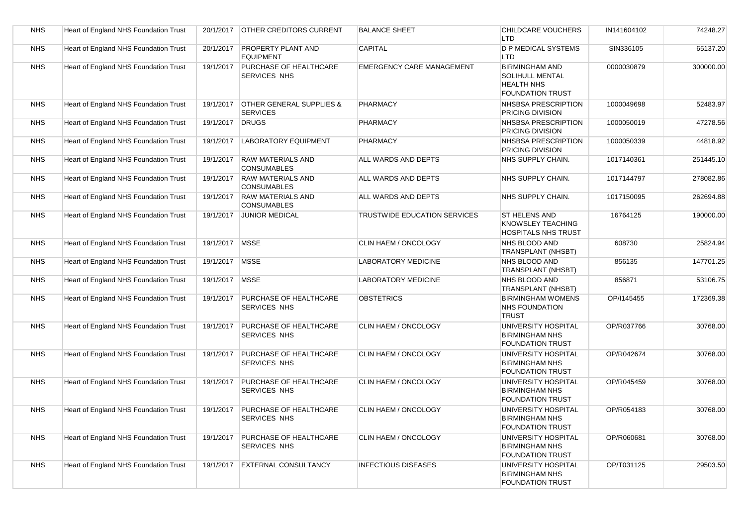| NHS | Heart of England NHS Foundation Trust | 20/1/2017 | OTHER CREDITORS CURRENT | BALANCE SHEET | CHILDCARE VOUCHERS LTD | IN141604102 | 74248.27 |
|---|---|---|---|---|---|---|---|
| NHS | Heart of England NHS Foundation Trust | 20/1/2017 | PROPERTY PLANT AND EQUIPMENT | CAPITAL | D P MEDICAL SYSTEMS LTD | SIN336105 | 65137.20 |
| NHS | Heart of England NHS Foundation Trust | 19/1/2017 | PURCHASE OF HEALTHCARE SERVICES NHS | EMERGENCY CARE MANAGEMENT | BIRMINGHAM AND SOLIHULL MENTAL HEALTH NHS FOUNDATION TRUST | 0000030879 | 300000.00 |
| NHS | Heart of England NHS Foundation Trust | 19/1/2017 | OTHER GENERAL SUPPLIES & SERVICES | PHARMACY | NHSBSA PRESCRIPTION PRICING DIVISION | 1000049698 | 52483.97 |
| NHS | Heart of England NHS Foundation Trust | 19/1/2017 | DRUGS | PHARMACY | NHSBSA PRESCRIPTION PRICING DIVISION | 1000050019 | 47278.56 |
| NHS | Heart of England NHS Foundation Trust | 19/1/2017 | LABORATORY EQUIPMENT | PHARMACY | NHSBSA PRESCRIPTION PRICING DIVISION | 1000050339 | 44818.92 |
| NHS | Heart of England NHS Foundation Trust | 19/1/2017 | RAW MATERIALS AND CONSUMABLES | ALL WARDS AND DEPTS | NHS SUPPLY CHAIN. | 1017140361 | 251445.10 |
| NHS | Heart of England NHS Foundation Trust | 19/1/2017 | RAW MATERIALS AND CONSUMABLES | ALL WARDS AND DEPTS | NHS SUPPLY CHAIN. | 1017144797 | 278082.86 |
| NHS | Heart of England NHS Foundation Trust | 19/1/2017 | RAW MATERIALS AND CONSUMABLES | ALL WARDS AND DEPTS | NHS SUPPLY CHAIN. | 1017150095 | 262694.88 |
| NHS | Heart of England NHS Foundation Trust | 19/1/2017 | JUNIOR MEDICAL | TRUSTWIDE EDUCATION SERVICES | ST HELENS AND KNOWSLEY TEACHING HOSPITALS NHS TRUST | 16764125 | 190000.00 |
| NHS | Heart of England NHS Foundation Trust | 19/1/2017 | MSSE | CLIN HAEM / ONCOLOGY | NHS BLOOD AND TRANSPLANT (NHSBT) | 608730 | 25824.94 |
| NHS | Heart of England NHS Foundation Trust | 19/1/2017 | MSSE | LABORATORY MEDICINE | NHS BLOOD AND TRANSPLANT (NHSBT) | 856135 | 147701.25 |
| NHS | Heart of England NHS Foundation Trust | 19/1/2017 | MSSE | LABORATORY MEDICINE | NHS BLOOD AND TRANSPLANT (NHSBT) | 856871 | 53106.75 |
| NHS | Heart of England NHS Foundation Trust | 19/1/2017 | PURCHASE OF HEALTHCARE SERVICES NHS | OBSTETRICS | BIRMINGHAM WOMENS NHS FOUNDATION TRUST | OP/I145455 | 172369.38 |
| NHS | Heart of England NHS Foundation Trust | 19/1/2017 | PURCHASE OF HEALTHCARE SERVICES NHS | CLIN HAEM / ONCOLOGY | UNIVERSITY HOSPITAL BIRMINGHAM NHS FOUNDATION TRUST | OP/R037766 | 30768.00 |
| NHS | Heart of England NHS Foundation Trust | 19/1/2017 | PURCHASE OF HEALTHCARE SERVICES NHS | CLIN HAEM / ONCOLOGY | UNIVERSITY HOSPITAL BIRMINGHAM NHS FOUNDATION TRUST | OP/R042674 | 30768.00 |
| NHS | Heart of England NHS Foundation Trust | 19/1/2017 | PURCHASE OF HEALTHCARE SERVICES NHS | CLIN HAEM / ONCOLOGY | UNIVERSITY HOSPITAL BIRMINGHAM NHS FOUNDATION TRUST | OP/R045459 | 30768.00 |
| NHS | Heart of England NHS Foundation Trust | 19/1/2017 | PURCHASE OF HEALTHCARE SERVICES NHS | CLIN HAEM / ONCOLOGY | UNIVERSITY HOSPITAL BIRMINGHAM NHS FOUNDATION TRUST | OP/R054183 | 30768.00 |
| NHS | Heart of England NHS Foundation Trust | 19/1/2017 | PURCHASE OF HEALTHCARE SERVICES NHS | CLIN HAEM / ONCOLOGY | UNIVERSITY HOSPITAL BIRMINGHAM NHS FOUNDATION TRUST | OP/R060681 | 30768.00 |
| NHS | Heart of England NHS Foundation Trust | 19/1/2017 | EXTERNAL CONSULTANCY | INFECTIOUS DISEASES | UNIVERSITY HOSPITAL BIRMINGHAM NHS FOUNDATION TRUST | OP/T031125 | 29503.50 |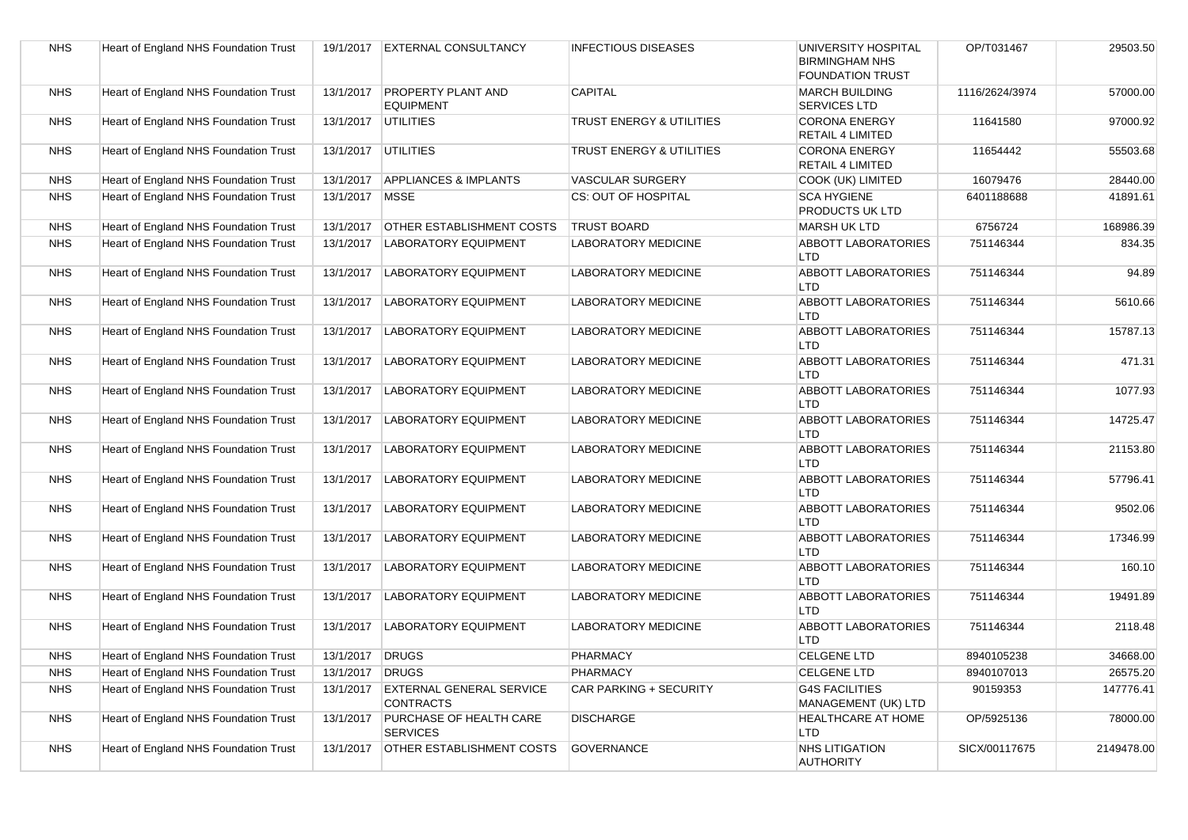| NHS | Heart of England NHS Foundation Trust | 19/1/2017 | EXTERNAL CONSULTANCY | INFECTIOUS DISEASES | UNIVERSITY HOSPITAL BIRMINGHAM NHS FOUNDATION TRUST | OP/T031467 | 29503.50 |
|---|---|---|---|---|---|---|---|
| NHS | Heart of England NHS Foundation Trust | 13/1/2017 | PROPERTY PLANT AND EQUIPMENT | CAPITAL | MARCH BUILDING SERVICES LTD | 1116/2624/3974 | 57000.00 |
| NHS | Heart of England NHS Foundation Trust | 13/1/2017 | UTILITIES | TRUST ENERGY & UTILITIES | CORONA ENERGY RETAIL 4 LIMITED | 11641580 | 97000.92 |
| NHS | Heart of England NHS Foundation Trust | 13/1/2017 | UTILITIES | TRUST ENERGY & UTILITIES | CORONA ENERGY RETAIL 4 LIMITED | 11654442 | 55503.68 |
| NHS | Heart of England NHS Foundation Trust | 13/1/2017 | APPLIANCES & IMPLANTS | VASCULAR SURGERY | COOK (UK) LIMITED | 16079476 | 28440.00 |
| NHS | Heart of England NHS Foundation Trust | 13/1/2017 | MSSE | CS: OUT OF HOSPITAL | SCA HYGIENE PRODUCTS UK LTD | 6401188688 | 41891.61 |
| NHS | Heart of England NHS Foundation Trust | 13/1/2017 | OTHER ESTABLISHMENT COSTS | TRUST BOARD | MARSH UK LTD | 6756724 | 168986.39 |
| NHS | Heart of England NHS Foundation Trust | 13/1/2017 | LABORATORY EQUIPMENT | LABORATORY MEDICINE | ABBOTT LABORATORIES LTD | 751146344 | 834.35 |
| NHS | Heart of England NHS Foundation Trust | 13/1/2017 | LABORATORY EQUIPMENT | LABORATORY MEDICINE | ABBOTT LABORATORIES LTD | 751146344 | 94.89 |
| NHS | Heart of England NHS Foundation Trust | 13/1/2017 | LABORATORY EQUIPMENT | LABORATORY MEDICINE | ABBOTT LABORATORIES LTD | 751146344 | 5610.66 |
| NHS | Heart of England NHS Foundation Trust | 13/1/2017 | LABORATORY EQUIPMENT | LABORATORY MEDICINE | ABBOTT LABORATORIES LTD | 751146344 | 15787.13 |
| NHS | Heart of England NHS Foundation Trust | 13/1/2017 | LABORATORY EQUIPMENT | LABORATORY MEDICINE | ABBOTT LABORATORIES LTD | 751146344 | 471.31 |
| NHS | Heart of England NHS Foundation Trust | 13/1/2017 | LABORATORY EQUIPMENT | LABORATORY MEDICINE | ABBOTT LABORATORIES LTD | 751146344 | 1077.93 |
| NHS | Heart of England NHS Foundation Trust | 13/1/2017 | LABORATORY EQUIPMENT | LABORATORY MEDICINE | ABBOTT LABORATORIES LTD | 751146344 | 14725.47 |
| NHS | Heart of England NHS Foundation Trust | 13/1/2017 | LABORATORY EQUIPMENT | LABORATORY MEDICINE | ABBOTT LABORATORIES LTD | 751146344 | 21153.80 |
| NHS | Heart of England NHS Foundation Trust | 13/1/2017 | LABORATORY EQUIPMENT | LABORATORY MEDICINE | ABBOTT LABORATORIES LTD | 751146344 | 57796.41 |
| NHS | Heart of England NHS Foundation Trust | 13/1/2017 | LABORATORY EQUIPMENT | LABORATORY MEDICINE | ABBOTT LABORATORIES LTD | 751146344 | 9502.06 |
| NHS | Heart of England NHS Foundation Trust | 13/1/2017 | LABORATORY EQUIPMENT | LABORATORY MEDICINE | ABBOTT LABORATORIES LTD | 751146344 | 17346.99 |
| NHS | Heart of England NHS Foundation Trust | 13/1/2017 | LABORATORY EQUIPMENT | LABORATORY MEDICINE | ABBOTT LABORATORIES LTD | 751146344 | 160.10 |
| NHS | Heart of England NHS Foundation Trust | 13/1/2017 | LABORATORY EQUIPMENT | LABORATORY MEDICINE | ABBOTT LABORATORIES LTD | 751146344 | 19491.89 |
| NHS | Heart of England NHS Foundation Trust | 13/1/2017 | LABORATORY EQUIPMENT | LABORATORY MEDICINE | ABBOTT LABORATORIES LTD | 751146344 | 2118.48 |
| NHS | Heart of England NHS Foundation Trust | 13/1/2017 | DRUGS | PHARMACY | CELGENE LTD | 8940105238 | 34668.00 |
| NHS | Heart of England NHS Foundation Trust | 13/1/2017 | DRUGS | PHARMACY | CELGENE LTD | 8940107013 | 26575.20 |
| NHS | Heart of England NHS Foundation Trust | 13/1/2017 | EXTERNAL GENERAL SERVICE CONTRACTS | CAR PARKING + SECURITY | G4S FACILITIES MANAGEMENT (UK) LTD | 90159353 | 147776.41 |
| NHS | Heart of England NHS Foundation Trust | 13/1/2017 | PURCHASE OF HEALTH CARE SERVICES | DISCHARGE | HEALTHCARE AT HOME LTD | OP/5925136 | 78000.00 |
| NHS | Heart of England NHS Foundation Trust | 13/1/2017 | OTHER ESTABLISHMENT COSTS | GOVERNANCE | NHS LITIGATION AUTHORITY | SICX/00117675 | 2149478.00 |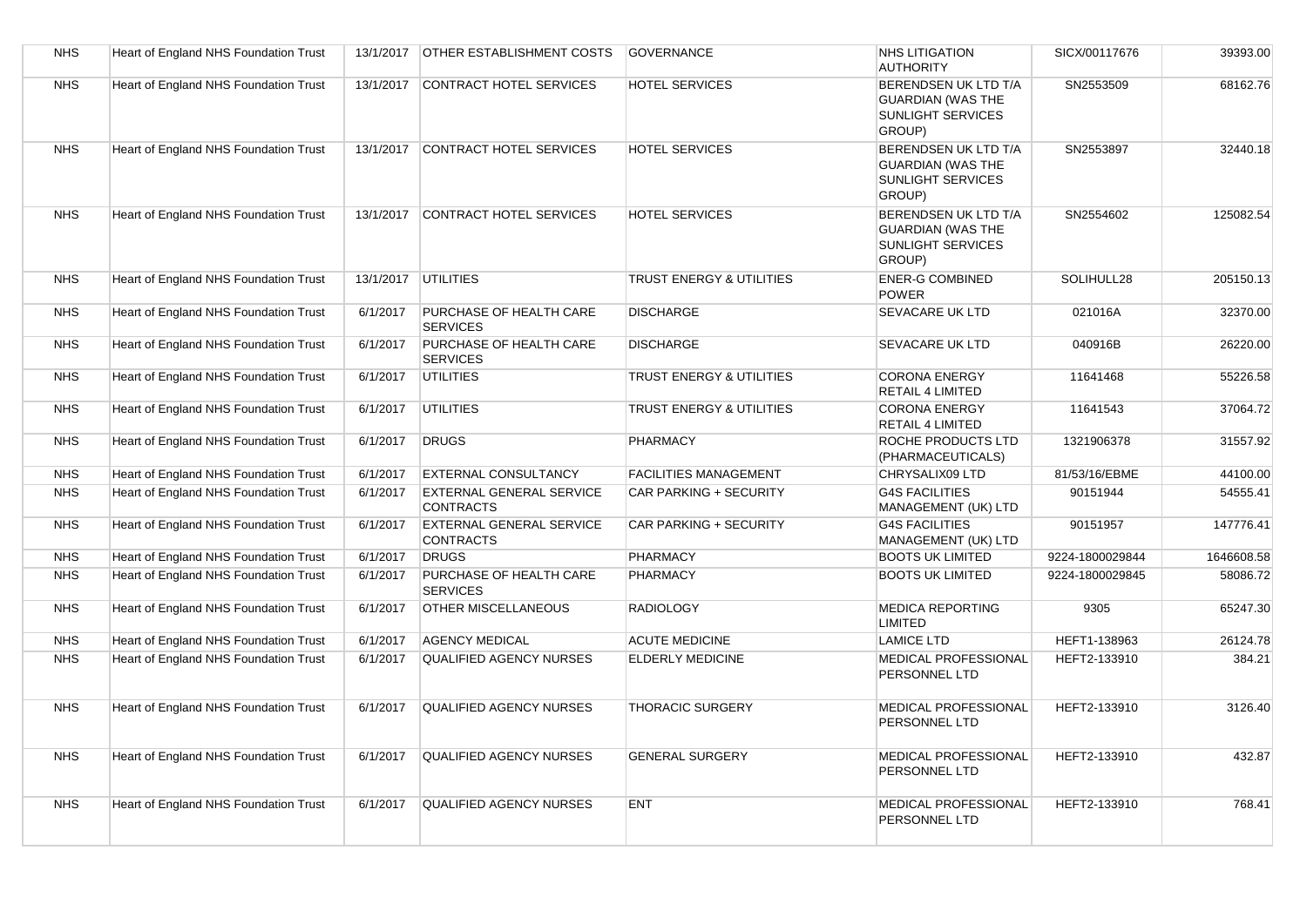| NHS | Heart of England NHS Foundation Trust | 13/1/2017 | OTHER ESTABLISHMENT COSTS | GOVERNANCE | NHS LITIGATION AUTHORITY | SICX/00117676 | 39393.00 |
|---|---|---|---|---|---|---|---|
| NHS | Heart of England NHS Foundation Trust | 13/1/2017 | CONTRACT HOTEL SERVICES | HOTEL SERVICES | BERENDSEN UK LTD T/A GUARDIAN (WAS THE SUNLIGHT SERVICES GROUP) | SN2553509 | 68162.76 |
| NHS | Heart of England NHS Foundation Trust | 13/1/2017 | CONTRACT HOTEL SERVICES | HOTEL SERVICES | BERENDSEN UK LTD T/A GUARDIAN (WAS THE SUNLIGHT SERVICES GROUP) | SN2553897 | 32440.18 |
| NHS | Heart of England NHS Foundation Trust | 13/1/2017 | CONTRACT HOTEL SERVICES | HOTEL SERVICES | BERENDSEN UK LTD T/A GUARDIAN (WAS THE SUNLIGHT SERVICES GROUP) | SN2554602 | 125082.54 |
| NHS | Heart of England NHS Foundation Trust | 13/1/2017 | UTILITIES | TRUST ENERGY & UTILITIES | ENER-G COMBINED POWER | SOLIHULL28 | 205150.13 |
| NHS | Heart of England NHS Foundation Trust | 6/1/2017 | PURCHASE OF HEALTH CARE SERVICES | DISCHARGE | SEVACARE UK LTD | 021016A | 32370.00 |
| NHS | Heart of England NHS Foundation Trust | 6/1/2017 | PURCHASE OF HEALTH CARE SERVICES | DISCHARGE | SEVACARE UK LTD | 040916B | 26220.00 |
| NHS | Heart of England NHS Foundation Trust | 6/1/2017 | UTILITIES | TRUST ENERGY & UTILITIES | CORONA ENERGY RETAIL 4 LIMITED | 11641468 | 55226.58 |
| NHS | Heart of England NHS Foundation Trust | 6/1/2017 | UTILITIES | TRUST ENERGY & UTILITIES | CORONA ENERGY RETAIL 4 LIMITED | 11641543 | 37064.72 |
| NHS | Heart of England NHS Foundation Trust | 6/1/2017 | DRUGS | PHARMACY | ROCHE PRODUCTS LTD (PHARMACEUTICALS) | 1321906378 | 31557.92 |
| NHS | Heart of England NHS Foundation Trust | 6/1/2017 | EXTERNAL CONSULTANCY | FACILITIES MANAGEMENT | CHRYSALIX09 LTD | 81/53/16/EBME | 44100.00 |
| NHS | Heart of England NHS Foundation Trust | 6/1/2017 | EXTERNAL GENERAL SERVICE CONTRACTS | CAR PARKING + SECURITY | G4S FACILITIES MANAGEMENT (UK) LTD | 90151944 | 54555.41 |
| NHS | Heart of England NHS Foundation Trust | 6/1/2017 | EXTERNAL GENERAL SERVICE CONTRACTS | CAR PARKING + SECURITY | G4S FACILITIES MANAGEMENT (UK) LTD | 90151957 | 147776.41 |
| NHS | Heart of England NHS Foundation Trust | 6/1/2017 | DRUGS | PHARMACY | BOOTS UK LIMITED | 9224-1800029844 | 1646608.58 |
| NHS | Heart of England NHS Foundation Trust | 6/1/2017 | PURCHASE OF HEALTH CARE SERVICES | PHARMACY | BOOTS UK LIMITED | 9224-1800029845 | 58086.72 |
| NHS | Heart of England NHS Foundation Trust | 6/1/2017 | OTHER MISCELLANEOUS | RADIOLOGY | MEDICA REPORTING LIMITED | 9305 | 65247.30 |
| NHS | Heart of England NHS Foundation Trust | 6/1/2017 | AGENCY MEDICAL | ACUTE MEDICINE | LAMICE LTD | HEFT1-138963 | 26124.78 |
| NHS | Heart of England NHS Foundation Trust | 6/1/2017 | QUALIFIED AGENCY NURSES | ELDERLY MEDICINE | MEDICAL PROFESSIONAL PERSONNEL LTD | HEFT2-133910 | 384.21 |
| NHS | Heart of England NHS Foundation Trust | 6/1/2017 | QUALIFIED AGENCY NURSES | THORACIC SURGERY | MEDICAL PROFESSIONAL PERSONNEL LTD | HEFT2-133910 | 3126.40 |
| NHS | Heart of England NHS Foundation Trust | 6/1/2017 | QUALIFIED AGENCY NURSES | GENERAL SURGERY | MEDICAL PROFESSIONAL PERSONNEL LTD | HEFT2-133910 | 432.87 |
| NHS | Heart of England NHS Foundation Trust | 6/1/2017 | QUALIFIED AGENCY NURSES | ENT | MEDICAL PROFESSIONAL PERSONNEL LTD | HEFT2-133910 | 768.41 |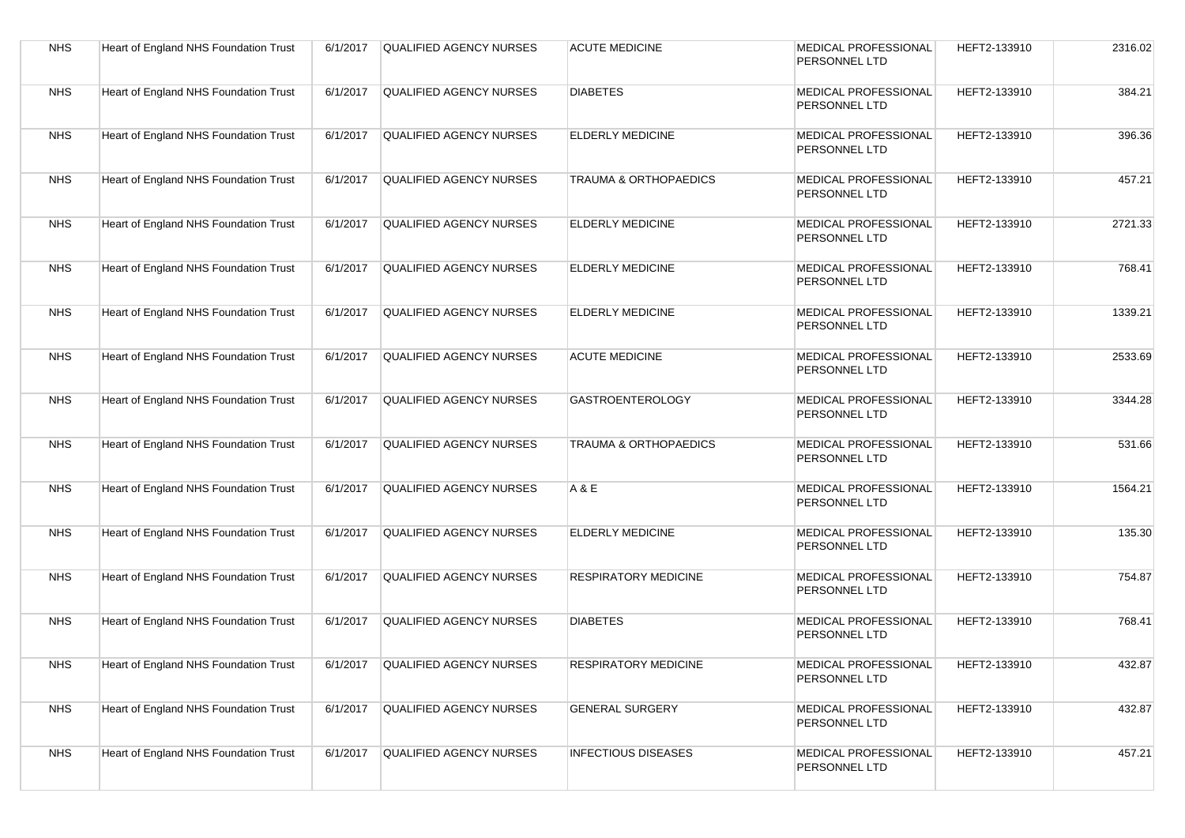| NHS | Heart of England NHS Foundation Trust | 6/1/2017 | QUALIFIED AGENCY NURSES | ACUTE MEDICINE | MEDICAL PROFESSIONAL PERSONNEL LTD | HEFT2-133910 | 2316.02 |
|---|---|---|---|---|---|---|---|
| NHS | Heart of England NHS Foundation Trust | 6/1/2017 | QUALIFIED AGENCY NURSES | DIABETES | MEDICAL PROFESSIONAL PERSONNEL LTD | HEFT2-133910 | 384.21 |
| NHS | Heart of England NHS Foundation Trust | 6/1/2017 | QUALIFIED AGENCY NURSES | ELDERLY MEDICINE | MEDICAL PROFESSIONAL PERSONNEL LTD | HEFT2-133910 | 396.36 |
| NHS | Heart of England NHS Foundation Trust | 6/1/2017 | QUALIFIED AGENCY NURSES | TRAUMA & ORTHOPAEDICS | MEDICAL PROFESSIONAL PERSONNEL LTD | HEFT2-133910 | 457.21 |
| NHS | Heart of England NHS Foundation Trust | 6/1/2017 | QUALIFIED AGENCY NURSES | ELDERLY MEDICINE | MEDICAL PROFESSIONAL PERSONNEL LTD | HEFT2-133910 | 2721.33 |
| NHS | Heart of England NHS Foundation Trust | 6/1/2017 | QUALIFIED AGENCY NURSES | ELDERLY MEDICINE | MEDICAL PROFESSIONAL PERSONNEL LTD | HEFT2-133910 | 768.41 |
| NHS | Heart of England NHS Foundation Trust | 6/1/2017 | QUALIFIED AGENCY NURSES | ELDERLY MEDICINE | MEDICAL PROFESSIONAL PERSONNEL LTD | HEFT2-133910 | 1339.21 |
| NHS | Heart of England NHS Foundation Trust | 6/1/2017 | QUALIFIED AGENCY NURSES | ACUTE MEDICINE | MEDICAL PROFESSIONAL PERSONNEL LTD | HEFT2-133910 | 2533.69 |
| NHS | Heart of England NHS Foundation Trust | 6/1/2017 | QUALIFIED AGENCY NURSES | GASTROENTEROLOGY | MEDICAL PROFESSIONAL PERSONNEL LTD | HEFT2-133910 | 3344.28 |
| NHS | Heart of England NHS Foundation Trust | 6/1/2017 | QUALIFIED AGENCY NURSES | TRAUMA & ORTHOPAEDICS | MEDICAL PROFESSIONAL PERSONNEL LTD | HEFT2-133910 | 531.66 |
| NHS | Heart of England NHS Foundation Trust | 6/1/2017 | QUALIFIED AGENCY NURSES | A & E | MEDICAL PROFESSIONAL PERSONNEL LTD | HEFT2-133910 | 1564.21 |
| NHS | Heart of England NHS Foundation Trust | 6/1/2017 | QUALIFIED AGENCY NURSES | ELDERLY MEDICINE | MEDICAL PROFESSIONAL PERSONNEL LTD | HEFT2-133910 | 135.30 |
| NHS | Heart of England NHS Foundation Trust | 6/1/2017 | QUALIFIED AGENCY NURSES | RESPIRATORY MEDICINE | MEDICAL PROFESSIONAL PERSONNEL LTD | HEFT2-133910 | 754.87 |
| NHS | Heart of England NHS Foundation Trust | 6/1/2017 | QUALIFIED AGENCY NURSES | DIABETES | MEDICAL PROFESSIONAL PERSONNEL LTD | HEFT2-133910 | 768.41 |
| NHS | Heart of England NHS Foundation Trust | 6/1/2017 | QUALIFIED AGENCY NURSES | RESPIRATORY MEDICINE | MEDICAL PROFESSIONAL PERSONNEL LTD | HEFT2-133910 | 432.87 |
| NHS | Heart of England NHS Foundation Trust | 6/1/2017 | QUALIFIED AGENCY NURSES | GENERAL SURGERY | MEDICAL PROFESSIONAL PERSONNEL LTD | HEFT2-133910 | 432.87 |
| NHS | Heart of England NHS Foundation Trust | 6/1/2017 | QUALIFIED AGENCY NURSES | INFECTIOUS DISEASES | MEDICAL PROFESSIONAL PERSONNEL LTD | HEFT2-133910 | 457.21 |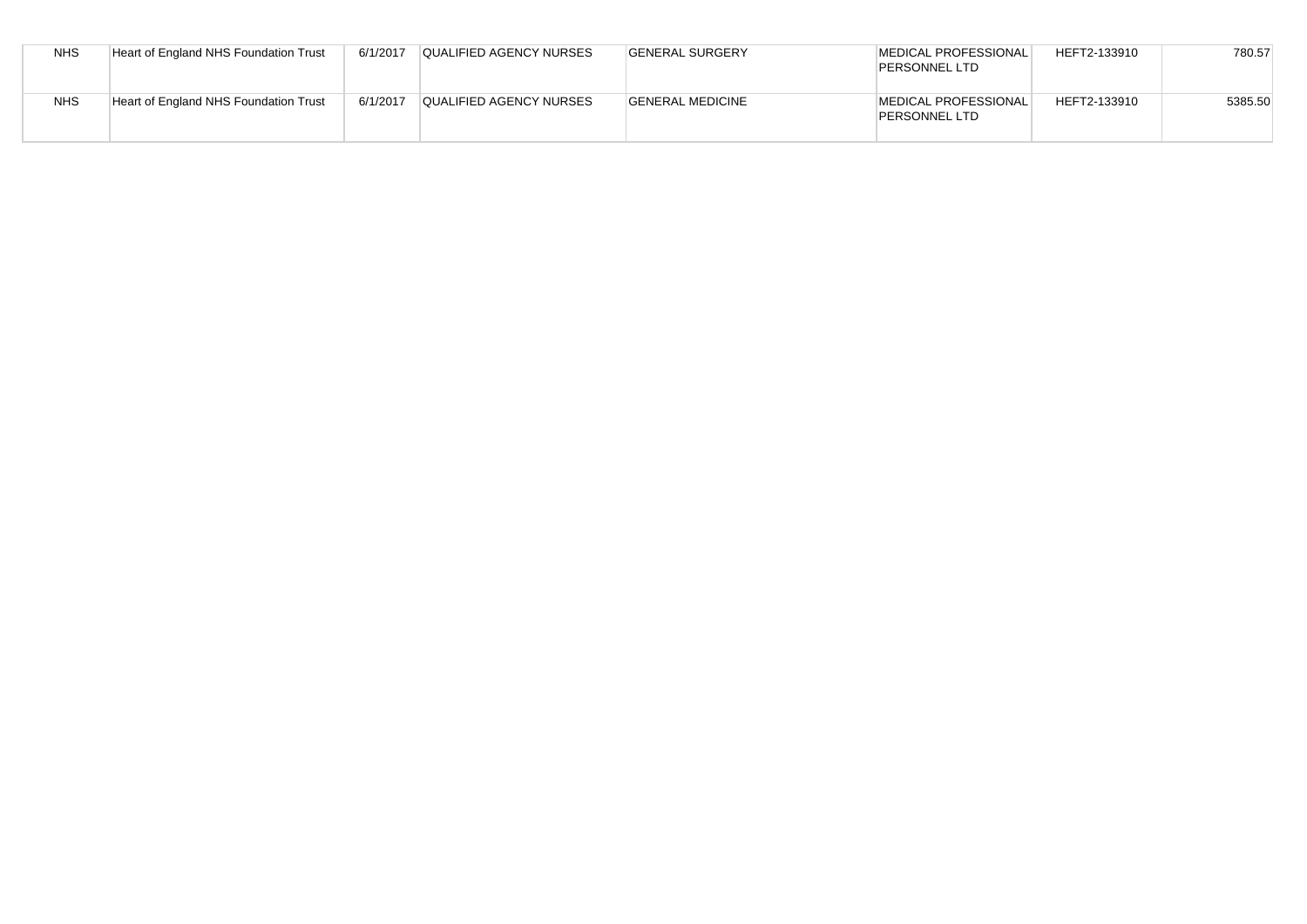| | | | | | | | |
|---|---|---|---|---|---|---|---|
| NHS | Heart of England NHS Foundation Trust | 6/1/2017 | QUALIFIED AGENCY NURSES | GENERAL SURGERY | MEDICAL PROFESSIONAL PERSONNEL LTD | HEFT2-133910 | 780.57 |
| NHS | Heart of England NHS Foundation Trust | 6/1/2017 | QUALIFIED AGENCY NURSES | GENERAL MEDICINE | MEDICAL PROFESSIONAL PERSONNEL LTD | HEFT2-133910 | 5385.50 |